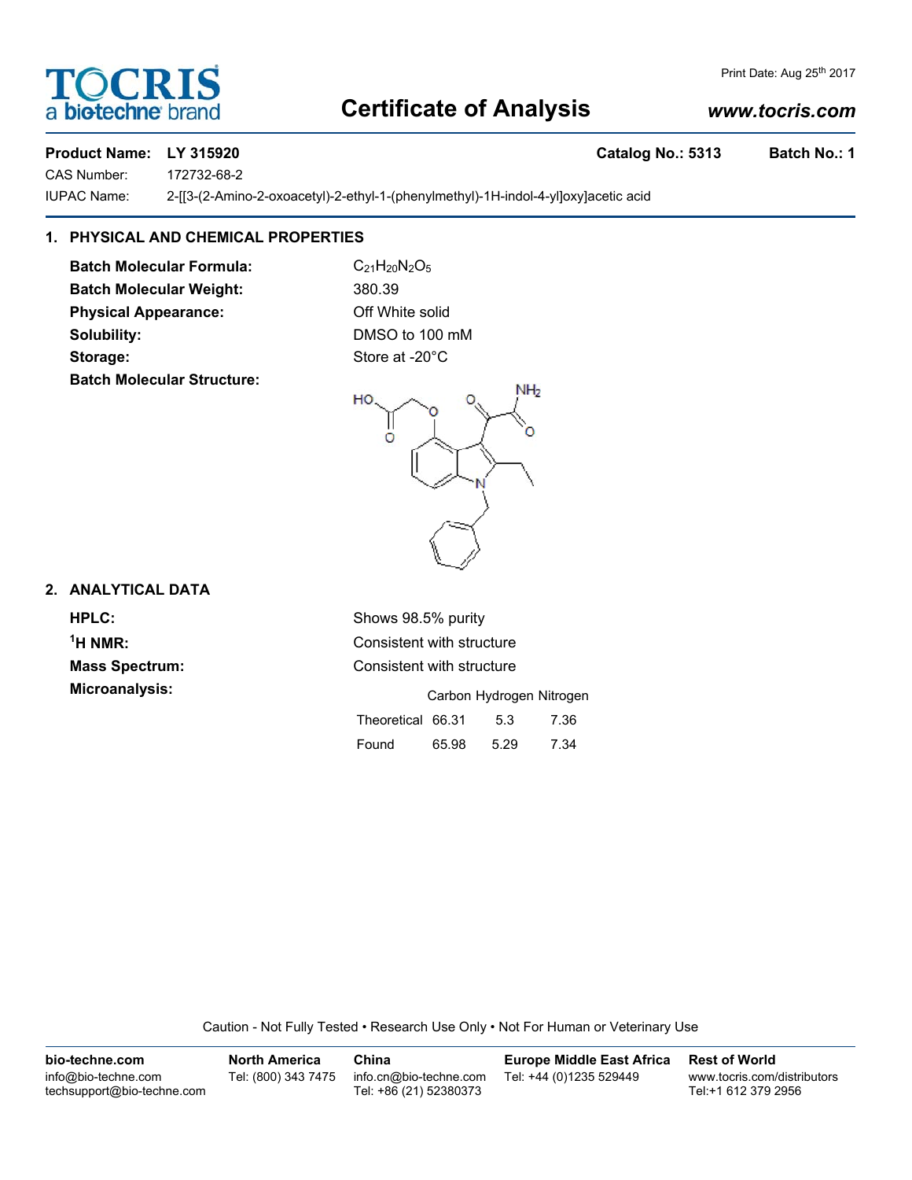**TOCRIS**
a bio-techne brand

Print Date: Aug 25th 2017

# Certificate of Analysis

*www.tocris.com*

**Product Name: LY 315920** **Catalog No.: 5313** **Batch No.: 1**

CAS Number: 172732-68-2

IUPAC Name: 2-[[3-(2-Amino-2-oxoacetyl)-2-ethyl-1-(phenylmethyl)-1H-indol-4-yl]oxy]acetic acid

## 1. PHYSICAL AND CHEMICAL PROPERTIES

**Batch Molecular Formula:** $C_{21}H_{20}N_2O_5$

**Batch Molecular Weight:** 380.39

**Physical Appearance:** Off White solid

**Solubility:** DMSO to 100 mM

**Storage:** Store at -20°C

**Batch Molecular Structure:**

## 2. ANALYTICAL DATA

**HPLC:** Shows 98.5% purity

**$^1$H NMR:** Consistent with structure

**Mass Spectrum:** Consistent with structure

**Microanalysis:**

| | Carbon | Hydrogen | Nitrogen |
|---|---|---|---|
| Theoretical | 66.31 | 5.3 | 7.36 |
| Found | 65.98 | 5.29 | 7.34 |

Caution - Not Fully Tested • Research Use Only • Not For Human or Veterinary Use

| bio-techne.com | North America | China | Europe Middle East Africa | Rest of World |
|---|---|---|---|---|
| info@bio-techne.com<br>techsupport@bio-techne.com | Tel: (800) 343 7475 | info.cn@bio-techne.com<br>Tel: +86 (21) 52380373 | Tel: +44 (0)1235 529449 | www.tocris.com/distributors<br>Tel:+1 612 379 2956 |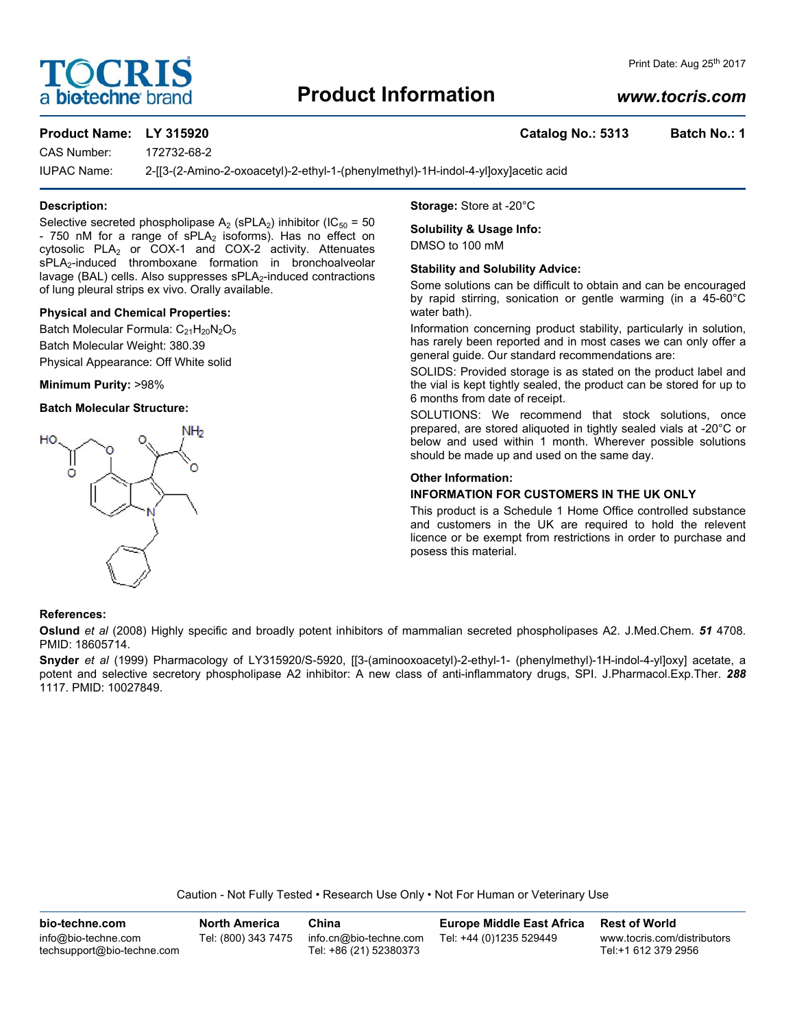# Product Information

Print Date: Aug 25th 2017

www.tocris.com

**Product Name: LY 315920** **Catalog No.: 5313** **Batch No.: 1**

CAS Number: 172732-68-2

IUPAC Name: 2-[[3-(2-Amino-2-oxoacetyl)-2-ethyl-1-(phenylmethyl)-1H-indol-4-yl]oxy]acetic acid

### Description:

Selective secreted phospholipase $A_2$ ($sPLA_2$) inhibitor ($IC_{50}$ = 50 - 750 nM for a range of $sPLA_2$ isoforms). Has no effect on cytosolic $PLA_2$ or COX-1 and COX-2 activity. Attenuates $sPLA_2$-induced thromboxane formation in bronchoalveolar lavage (BAL) cells. Also suppresses $sPLA_2$-induced contractions of lung pleural strips ex vivo. Orally available.

### Physical and Chemical Properties:

Batch Molecular Formula: $C_{21}H_{20}N_2O_5$

Batch Molecular Weight: 380.39

Physical Appearance: Off White solid

**Minimum Purity:** >98%

### Batch Molecular Structure:

**Storage:** Store at -20°C

### Solubility & Usage Info:

DMSO to 100 mM

### Stability and Solubility Advice:

Some solutions can be difficult to obtain and can be encouraged by rapid stirring, sonication or gentle warming (in a 45-60°C water bath).

Information concerning product stability, particularly in solution, has rarely been reported and in most cases we can only offer a general guide. Our standard recommendations are:

SOLIDS: Provided storage is as stated on the product label and the vial is kept tightly sealed, the product can be stored for up to 6 months from date of receipt.

SOLUTIONS: We recommend that stock solutions, once prepared, are stored aliquoted in tightly sealed vials at -20°C or below and used within 1 month. Wherever possible solutions should be made up and used on the same day.

### Other Information:

**INFORMATION FOR CUSTOMERS IN THE UK ONLY**

This product is a Schedule 1 Home Office controlled substance and customers in the UK are required to hold the relevent licence or be exempt from restrictions in order to purchase and posess this material.

### References:

**Oslund** *et al* (2008) Highly specific and broadly potent inhibitors of mammalian secreted phospholipases A2. J.Med.Chem. ***51*** 4708. PMID: 18605714.

**Snyder** *et al* (1999) Pharmacology of LY315920/S-5920, [[3-(aminooxoacetyl)-2-ethyl-1- (phenylmethyl)-1H-indol-4-yl]oxy] acetate, a potent and selective secretory phospholipase A2 inhibitor: A new class of anti-inflammatory drugs, SPI. J.Pharmacol.Exp.Ther. ***288*** 1117. PMID: 10027849.

Caution - Not Fully Tested • Research Use Only • Not For Human or Veterinary Use

**bio-techne.com**
info@bio-techne.com
techsupport@bio-techne.com

**North America**
Tel: (800) 343 7475

**China**
info.cn@bio-techne.com
Tel: +86 (21) 52380373

**Europe Middle East Africa**
Tel: +44 (0)1235 529449

**Rest of World**
www.tocris.com/distributors
Tel:+1 612 379 2956